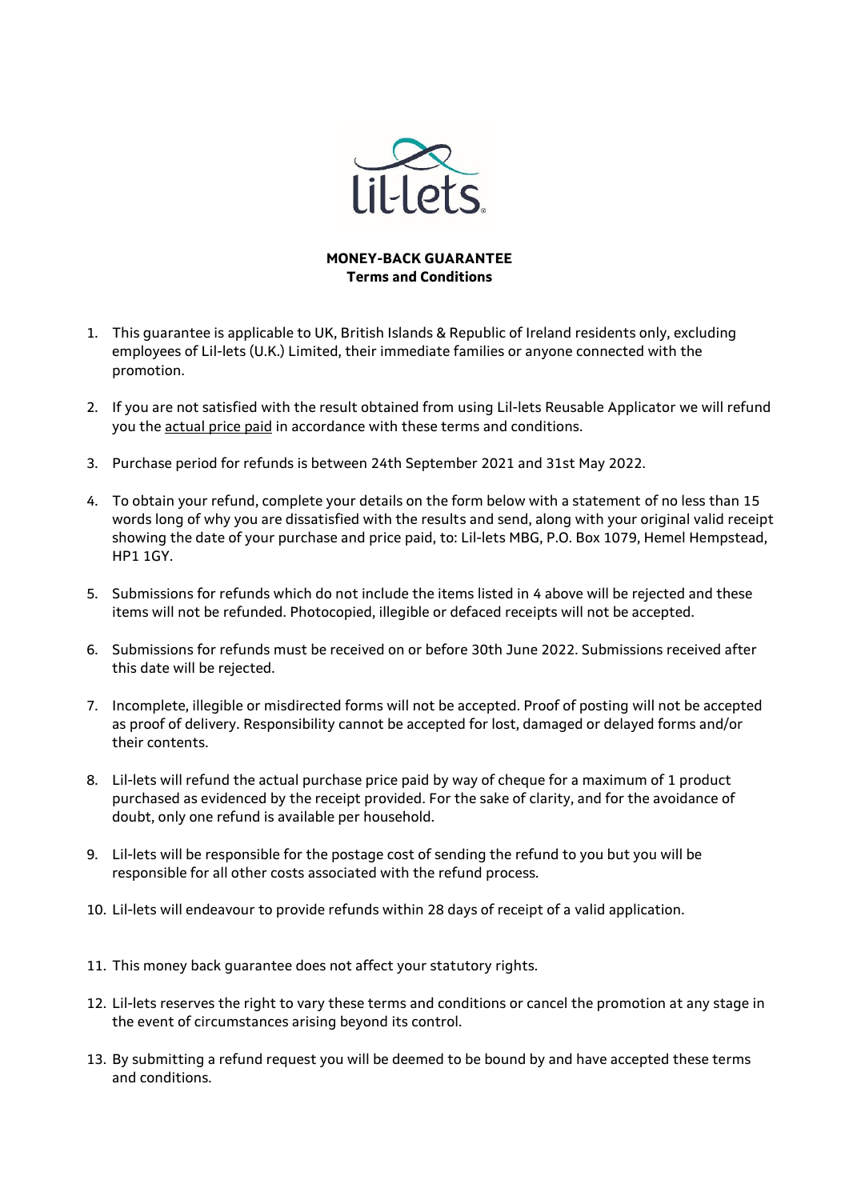# MONEY-BACK GUARANTEE
## Terms and Conditions

1. This guarantee is applicable to UK, British Islands & Republic of Ireland residents only, excluding employees of Lil-lets (U.K.) Limited, their immediate families or anyone connected with the promotion.

2. If you are not satisfied with the result obtained from using Lil-lets Reusable Applicator we will refund you the actual price paid in accordance with these terms and conditions.

3. Purchase period for refunds is between 24th September 2021 and 31st May 2022.

4. To obtain your refund, complete your details on the form below with a statement of no less than 15 words long of why you are dissatisfied with the results and send, along with your original valid receipt showing the date of your purchase and price paid, to: Lil-lets MBG, P.O. Box 1079, Hemel Hempstead, HP1 1GY.

5. Submissions for refunds which do not include the items listed in 4 above will be rejected and these items will not be refunded. Photocopied, illegible or defaced receipts will not be accepted.

6. Submissions for refunds must be received on or before 30th June 2022. Submissions received after this date will be rejected.

7. Incomplete, illegible or misdirected forms will not be accepted. Proof of posting will not be accepted as proof of delivery. Responsibility cannot be accepted for lost, damaged or delayed forms and/or their contents.

8. Lil-lets will refund the actual purchase price paid by way of cheque for a maximum of 1 product purchased as evidenced by the receipt provided. For the sake of clarity, and for the avoidance of doubt, only one refund is available per household.

9. Lil-lets will be responsible for the postage cost of sending the refund to you but you will be responsible for all other costs associated with the refund process.

10. Lil-lets will endeavour to provide refunds within 28 days of receipt of a valid application.

11. This money back guarantee does not affect your statutory rights.

12. Lil-lets reserves the right to vary these terms and conditions or cancel the promotion at any stage in the event of circumstances arising beyond its control.

13. By submitting a refund request you will be deemed to be bound by and have accepted these terms and conditions.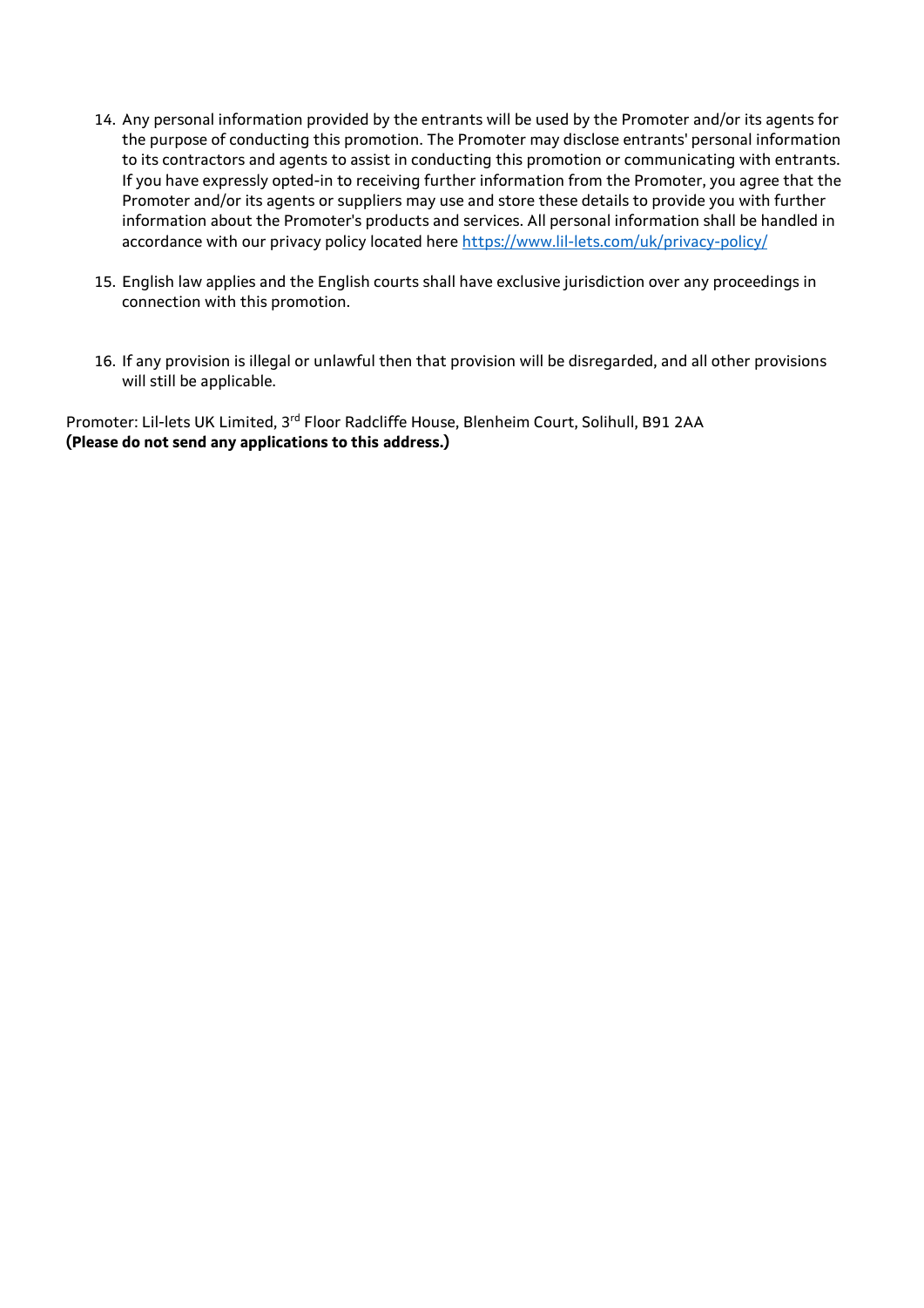14. Any personal information provided by the entrants will be used by the Promoter and/or its agents for the purpose of conducting this promotion. The Promoter may disclose entrants' personal information to its contractors and agents to assist in conducting this promotion or communicating with entrants. If you have expressly opted-in to receiving further information from the Promoter, you agree that the Promoter and/or its agents or suppliers may use and store these details to provide you with further information about the Promoter's products and services. All personal information shall be handled in accordance with our privacy policy located here https://www.lil-lets.com/uk/privacy-policy/

15. English law applies and the English courts shall have exclusive jurisdiction over any proceedings in connection with this promotion.

16. If any provision is illegal or unlawful then that provision will be disregarded, and all other provisions will still be applicable.

Promoter: Lil-lets UK Limited, 3rd Floor Radcliffe House, Blenheim Court, Solihull, B91 2AA
**(Please do not send any applications to this address.)**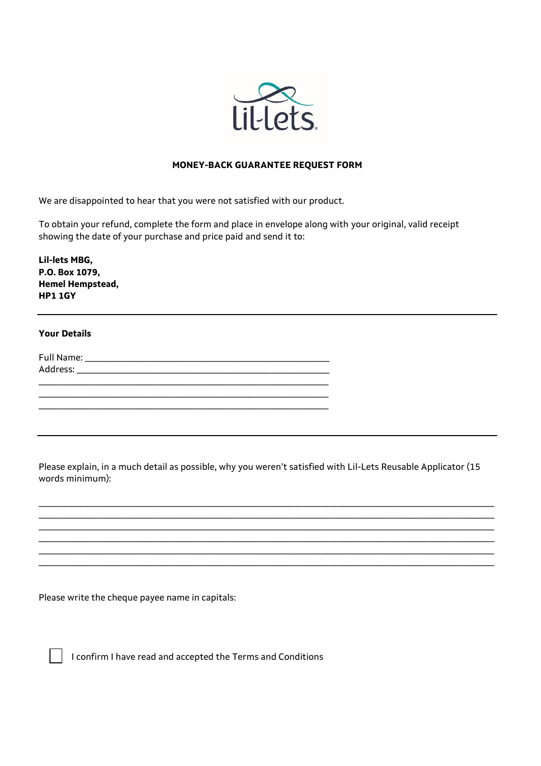lil-lets

**MONEY-BACK GUARANTEE REQUEST FORM**

We are disappointed to hear that you were not satisfied with our product.

To obtain your refund, complete the form and place in envelope along with your original, valid receipt showing the date of your purchase and price paid and send it to:

**Lil-lets MBG,**
**P.O. Box 1079,**
**Hemel Hempstead,**
**HP1 1GY**

---

**Your Details**

Full Name: ____________________________________________

Address: ______________________________________________

_______________________________________________________

_______________________________________________________

_______________________________________________________

---

Please explain, in a much detail as possible, why you weren't satisfied with Lil-Lets Reusable Applicator (15 words minimum):

_______________________________________________________________________________

_______________________________________________________________________________

_______________________________________________________________________________

_______________________________________________________________________________

_______________________________________________________________________________

_______________________________________________________________________________

Please write the cheque payee name in capitals:

☐ I confirm I have read and accepted the Terms and Conditions